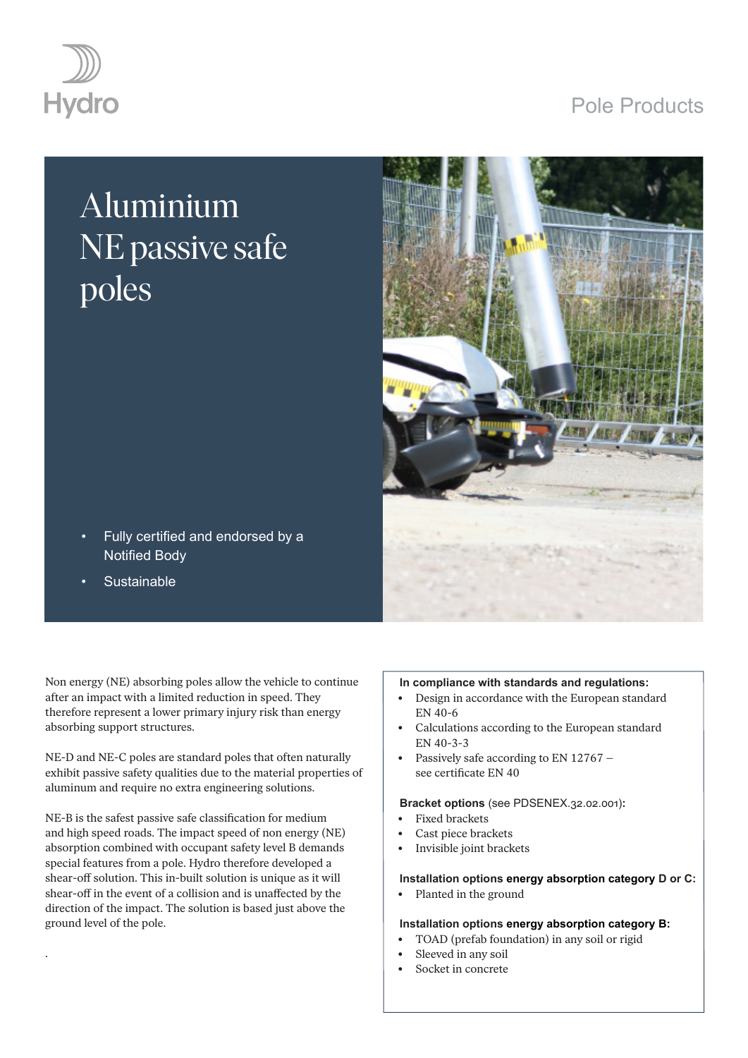Hydro

Pole Products

# Aluminium NE passive safe poles

- Fully certified and endorsed by a Notified Body
- Sustainable

Non energy (NE) absorbing poles allow the vehicle to continue after an impact with a limited reduction in speed. They therefore represent a lower primary injury risk than energy absorbing support structures.

NE-D and NE-C poles are standard poles that often naturally exhibit passive safety qualities due to the material properties of aluminum and require no extra engineering solutions.

NE-B is the safest passive safe classification for medium and high speed roads. The impact speed of non energy (NE) absorption combined with occupant safety level B demands special features from a pole. Hydro therefore developed a shear-off solution. This in-built solution is unique as it will shear-off in the event of a collision and is unaffected by the direction of the impact. The solution is based just above the ground level of the pole.

**In compliance with standards and regulations:**

- Design in accordance with the European standard EN 40-6
- Calculations according to the European standard EN 40-3-3
- Passively safe according to EN 12767 – see certificate EN 40

**Bracket options** (see PDSENEX.32.02.001)**:**

- Fixed brackets
- Cast piece brackets
- Invisible joint brackets

**Installation options energy absorption category D or C:**

- Planted in the ground

**Installation options energy absorption category B:**

- TOAD (prefab foundation) in any soil or rigid
- Sleeved in any soil
- Socket in concrete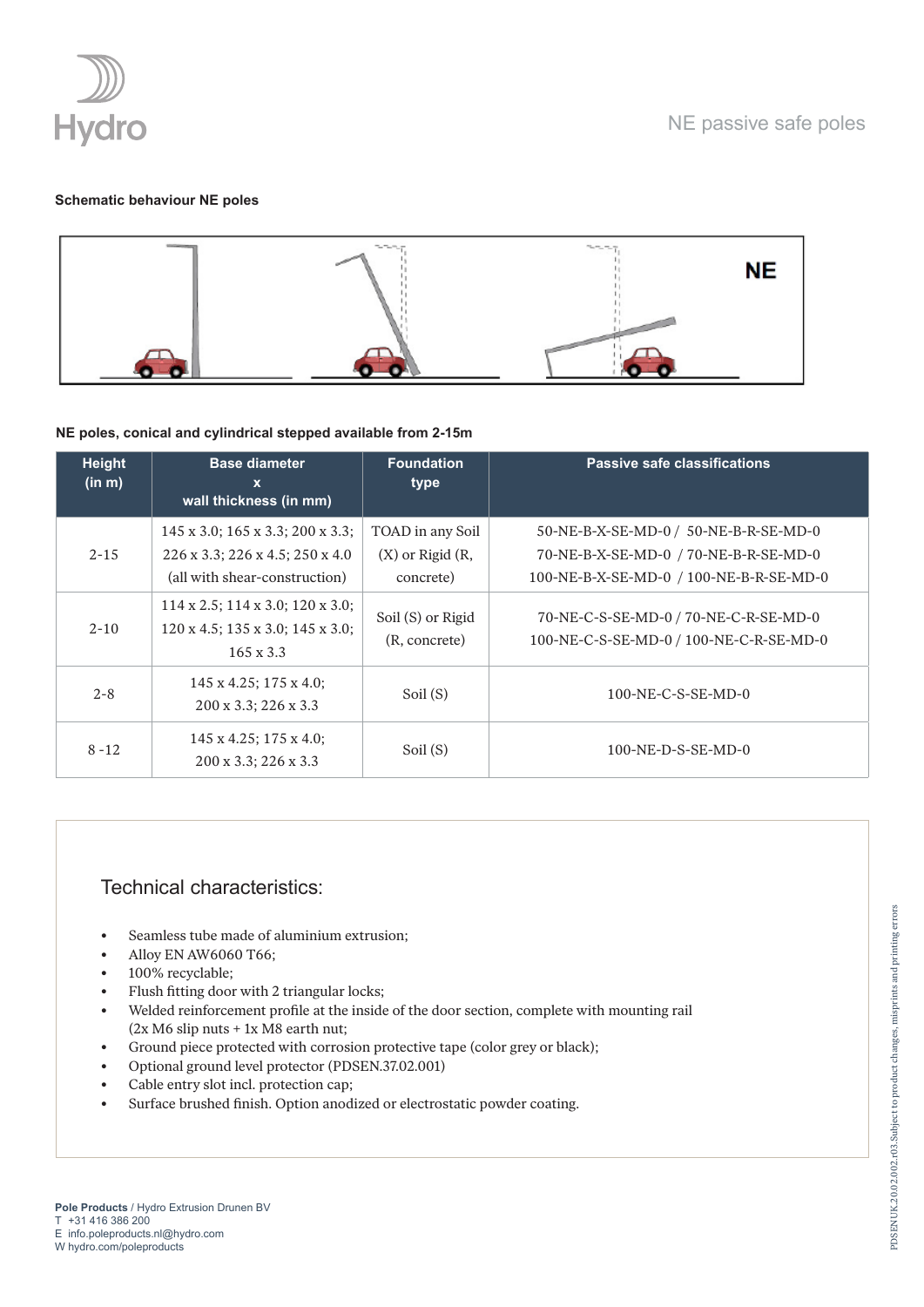### Schematic behaviour NE poles

NE

### NE poles, conical and cylindrical stepped available from 2-15m

| Height (in m) | Base diameter x wall thickness (in mm) | Foundation type | Passive safe classifications |
|---|---|---|---|
| 2-15 | 145 x 3.0; 165 x 3.3; 200 x 3.3; 226 x 3.3; 226 x 4.5; 250 x 4.0 (all with shear-construction) | TOAD in any Soil (X) or Rigid (R, concrete) | 50-NE-B-X-SE-MD-0 / 50-NE-B-R-SE-MD-0<br>70-NE-B-X-SE-MD-0 / 70-NE-B-R-SE-MD-0<br>100-NE-B-X-SE-MD-0 / 100-NE-B-R-SE-MD-0 |
| 2-10 | 114 x 2.5; 114 x 3.0; 120 x 3.0; 120 x 4.5; 135 x 3.0; 145 x 3.0; 165 x 3.3 | Soil (S) or Rigid (R, concrete) | 70-NE-C-S-SE-MD-0 / 70-NE-C-R-SE-MD-0<br>100-NE-C-S-SE-MD-0 / 100-NE-C-R-SE-MD-0 |
| 2-8 | 145 x 4.25; 175 x 4.0; 200 x 3.3; 226 x 3.3 | Soil (S) | 100-NE-C-S-SE-MD-0 |
| 8 -12 | 145 x 4.25; 175 x 4.0; 200 x 3.3; 226 x 3.3 | Soil (S) | 100-NE-D-S-SE-MD-0 |

## Technical characteristics:

- Seamless tube made of aluminium extrusion;
- Alloy EN AW6060 T66;
- 100% recyclable;
- Flush fitting door with 2 triangular locks;
- Welded reinforcement profile at the inside of the door section, complete with mounting rail (2x M6 slip nuts + 1x M8 earth nut;
- Ground piece protected with corrosion protective tape (color grey or black);
- Optional ground level protector (PDSEN.37.02.001)
- Cable entry slot incl. protection cap;
- Surface brushed finish. Option anodized or electrostatic powder coating.

**Pole Products** / Hydro Extrusion Drunen BV
T +31 416 386 200
E info.poleproducts.nl@hydro.com
W hydro.com/poleproducts

PDSENUK.20.02.002.r03.Subject to product changes, misprints and printing errors